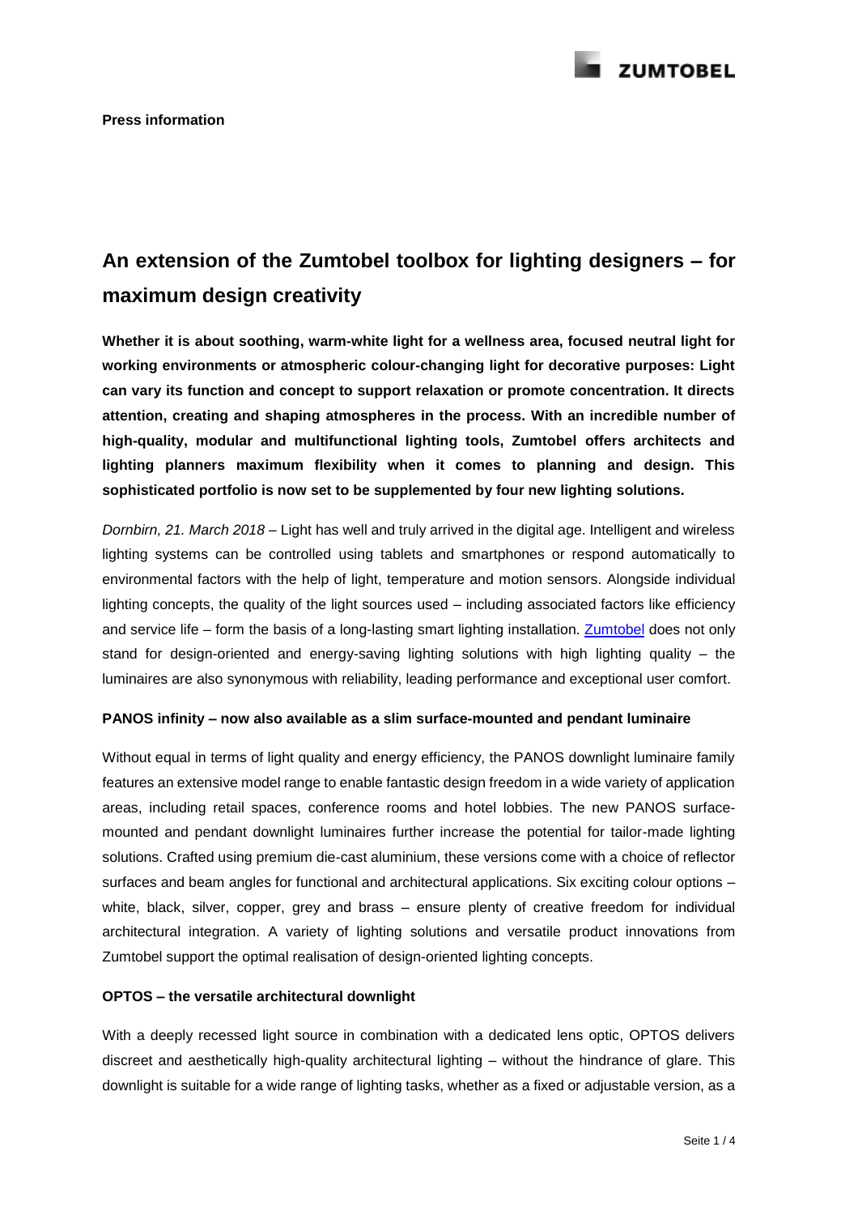**Press information**

# An extension of the Zumtobel toolbox for lighting designers – for maximum design creativity

**Whether it is about soothing, warm-white light for a wellness area, focused neutral light for working environments or atmospheric colour-changing light for decorative purposes: Light can vary its function and concept to support relaxation or promote concentration. It directs attention, creating and shaping atmospheres in the process. With an incredible number of high-quality, modular and multifunctional lighting tools, Zumtobel offers architects and lighting planners maximum flexibility when it comes to planning and design. This sophisticated portfolio is now set to be supplemented by four new lighting solutions.**

*Dornbirn, 21. March 2018* – Light has well and truly arrived in the digital age. Intelligent and wireless lighting systems can be controlled using tablets and smartphones or respond automatically to environmental factors with the help of light, temperature and motion sensors. Alongside individual lighting concepts, the quality of the light sources used – including associated factors like efficiency and service life – form the basis of a long-lasting smart lighting installation. Zumtobel does not only stand for design-oriented and energy-saving lighting solutions with high lighting quality – the luminaires are also synonymous with reliability, leading performance and exceptional user comfort.

**PANOS infinity – now also available as a slim surface-mounted and pendant luminaire**

Without equal in terms of light quality and energy efficiency, the PANOS downlight luminaire family features an extensive model range to enable fantastic design freedom in a wide variety of application areas, including retail spaces, conference rooms and hotel lobbies. The new PANOS surface-mounted and pendant downlight luminaires further increase the potential for tailor-made lighting solutions. Crafted using premium die-cast aluminium, these versions come with a choice of reflector surfaces and beam angles for functional and architectural applications. Six exciting colour options – white, black, silver, copper, grey and brass – ensure plenty of creative freedom for individual architectural integration. A variety of lighting solutions and versatile product innovations from Zumtobel support the optimal realisation of design-oriented lighting concepts.

**OPTOS – the versatile architectural downlight**

With a deeply recessed light source in combination with a dedicated lens optic, OPTOS delivers discreet and aesthetically high-quality architectural lighting – without the hindrance of glare. This downlight is suitable for a wide range of lighting tasks, whether as a fixed or adjustable version, as a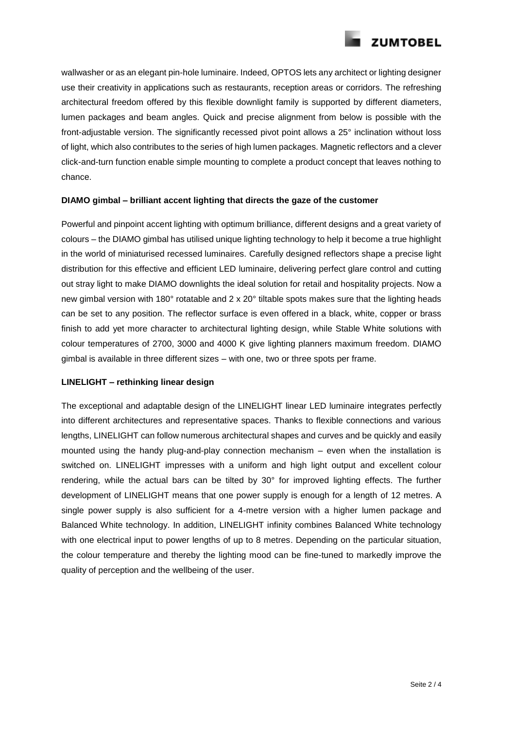wallwasher or as an elegant pin-hole luminaire. Indeed, OPTOS lets any architect or lighting designer use their creativity in applications such as restaurants, reception areas or corridors. The refreshing architectural freedom offered by this flexible downlight family is supported by different diameters, lumen packages and beam angles. Quick and precise alignment from below is possible with the front-adjustable version. The significantly recessed pivot point allows a 25° inclination without loss of light, which also contributes to the series of high lumen packages. Magnetic reflectors and a clever click-and-turn function enable simple mounting to complete a product concept that leaves nothing to chance.

**DIAMO gimbal – brilliant accent lighting that directs the gaze of the customer**

Powerful and pinpoint accent lighting with optimum brilliance, different designs and a great variety of colours – the DIAMO gimbal has utilised unique lighting technology to help it become a true highlight in the world of miniaturised recessed luminaires. Carefully designed reflectors shape a precise light distribution for this effective and efficient LED luminaire, delivering perfect glare control and cutting out stray light to make DIAMO downlights the ideal solution for retail and hospitality projects. Now a new gimbal version with 180° rotatable and 2 x 20° tiltable spots makes sure that the lighting heads can be set to any position. The reflector surface is even offered in a black, white, copper or brass finish to add yet more character to architectural lighting design, while Stable White solutions with colour temperatures of 2700, 3000 and 4000 K give lighting planners maximum freedom. DIAMO gimbal is available in three different sizes – with one, two or three spots per frame.

**LINELIGHT – rethinking linear design**

The exceptional and adaptable design of the LINELIGHT linear LED luminaire integrates perfectly into different architectures and representative spaces. Thanks to flexible connections and various lengths, LINELIGHT can follow numerous architectural shapes and curves and be quickly and easily mounted using the handy plug-and-play connection mechanism – even when the installation is switched on. LINELIGHT impresses with a uniform and high light output and excellent colour rendering, while the actual bars can be tilted by 30° for improved lighting effects. The further development of LINELIGHT means that one power supply is enough for a length of 12 metres. A single power supply is also sufficient for a 4-metre version with a higher lumen package and Balanced White technology. In addition, LINELIGHT infinity combines Balanced White technology with one electrical input to power lengths of up to 8 metres. Depending on the particular situation, the colour temperature and thereby the lighting mood can be fine-tuned to markedly improve the quality of perception and the wellbeing of the user.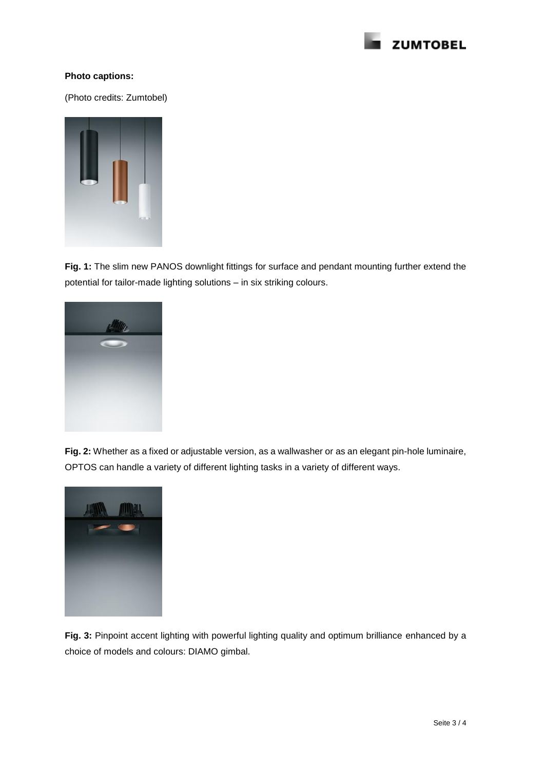**Photo captions:**

(Photo credits: Zumtobel)

**Fig. 1:** The slim new PANOS downlight fittings for surface and pendant mounting further extend the potential for tailor-made lighting solutions – in six striking colours.

**Fig. 2:** Whether as a fixed or adjustable version, as a wallwasher or as an elegant pin-hole luminaire, OPTOS can handle a variety of different lighting tasks in a variety of different ways.

**Fig. 3:** Pinpoint accent lighting with powerful lighting quality and optimum brilliance enhanced by a choice of models and colours: DIAMO gimbal.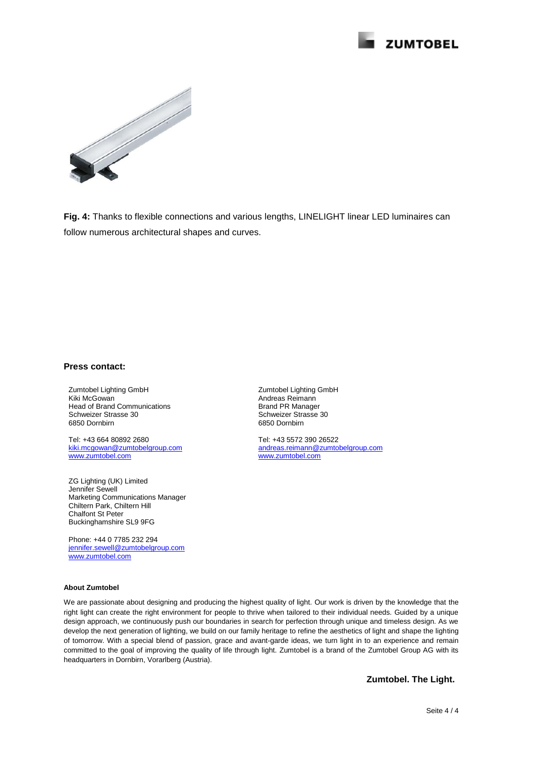**Fig. 4:** Thanks to flexible connections and various lengths, LINELIGHT linear LED luminaires can follow numerous architectural shapes and curves.

**Press contact:**

Zumtobel Lighting GmbH
Kiki McGowan
Head of Brand Communications
Schweizer Strasse 30
6850 Dornbirn

Tel: +43 664 80892 2680
kiki.mcgowan@zumtobelgroup.com
www.zumtobel.com

Zumtobel Lighting GmbH
Andreas Reimann
Brand PR Manager
Schweizer Strasse 30
6850 Dornbirn

Tel: +43 5572 390 26522
andreas.reimann@zumtobelgroup.com
www.zumtobel.com

ZG Lighting (UK) Limited
Jennifer Sewell
Marketing Communications Manager
Chiltern Park, Chiltern Hill
Chalfont St Peter
Buckinghamshire SL9 9FG

Phone: +44 0 7785 232 294
jennifer.sewell@zumtobelgroup.com
www.zumtobel.com

**About Zumtobel**

We are passionate about designing and producing the highest quality of light. Our work is driven by the knowledge that the right light can create the right environment for people to thrive when tailored to their individual needs. Guided by a unique design approach, we continuously push our boundaries in search for perfection through unique and timeless design. As we develop the next generation of lighting, we build on our family heritage to refine the aesthetics of light and shape the lighting of tomorrow. With a special blend of passion, grace and avant-garde ideas, we turn light in to an experience and remain committed to the goal of improving the quality of life through light. Zumtobel is a brand of the Zumtobel Group AG with its headquarters in Dornbirn, Vorarlberg (Austria).

**Zumtobel. The Light.**